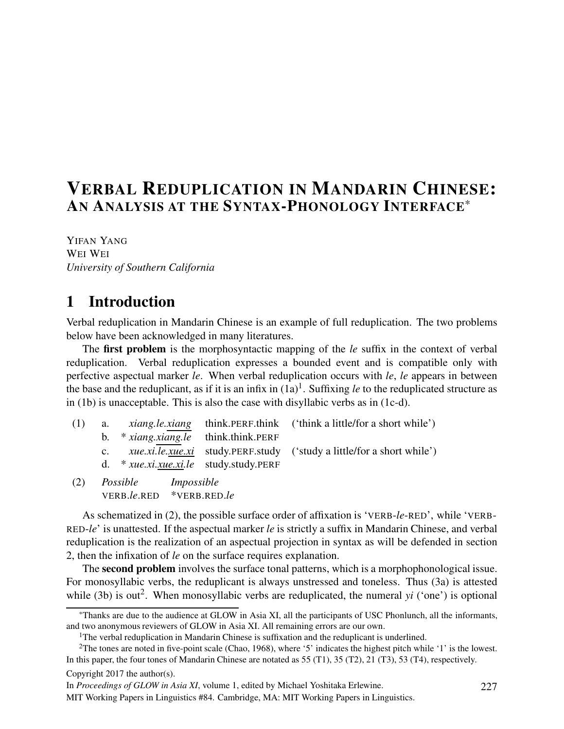# VERBAL REDUPLICATION IN MANDARIN CHINESE: AN ANALYSIS AT THE SYNTAX-PHONOLOGY INTERFACE[*]

YIFAN YANG
WEI WEI
*University of Southern California*

## 1 Introduction

Verbal reduplication in Mandarin Chinese is an example of full reduplication. The two problems below have been acknowledged in many literatures.

The **first problem** is the morphosyntactic mapping of the *le* suffix in the context of verbal reduplication. Verbal reduplication expresses a bounded event and is compatible only with perfective aspectual marker *le*. When verbal reduplication occurs with *le*, *le* appears in between the base and the reduplicant, as if it is an infix in (1a)[1]. Suffixing *le* to the reduplicated structure as in (1b) is unacceptable. This is also the case with disyllabic verbs as in (1c-d).

(1) a. *xiang.le.<u>xiang</u>* think.PERF.think ('think a little/for a short while')
   b. \* *xiang.<u>xiang</u>.le* think.think.PERF
   c. *xue.xi.le.<u>xue.xi</u>* study.PERF.study ('study a little/for a short while')
   d. \* *xue.xi.<u>xue.xi</u>.le* study.study.PERF

(2) *Possible* *Impossible*
   VERB.*le*.RED \*VERB.RED.*le*

As schematized in (2), the possible surface order of affixation is 'VERB-*le*-RED', while 'VERB-RED-*le*' is unattested. If the aspectual marker *le* is strictly a suffix in Mandarin Chinese, and verbal reduplication is the realization of an aspectual projection in syntax as will be defended in section 2, then the infixation of *le* on the surface requires explanation.

The **second problem** involves the surface tonal patterns, which is a morphophonological issue. For monosyllabic verbs, the reduplicant is always unstressed and toneless. Thus (3a) is attested while (3b) is out[2]. When monosyllabic verbs are reduplicated, the numeral *yi* ('one') is optional

[*]Thanks are due to the audience at GLOW in Asia XI, all the participants of USC Phonlunch, all the informants, and two anonymous reviewers of GLOW in Asia XI. All remaining errors are our own.

[1]The verbal reduplication in Mandarin Chinese is suffixation and the reduplicant is underlined.

[2]The tones are noted in five-point scale (Chao, 1968), where '5' indicates the highest pitch while '1' is the lowest. In this paper, the four tones of Mandarin Chinese are notated as 55 (T1), 35 (T2), 21 (T3), 53 (T4), respectively.

Copyright 2017 the author(s).

In *Proceedings of GLOW in Asia XI*, volume 1, edited by Michael Yoshitaka Erlewine.

MIT Working Papers in Linguistics #84. Cambridge, MA: MIT Working Papers in Linguistics.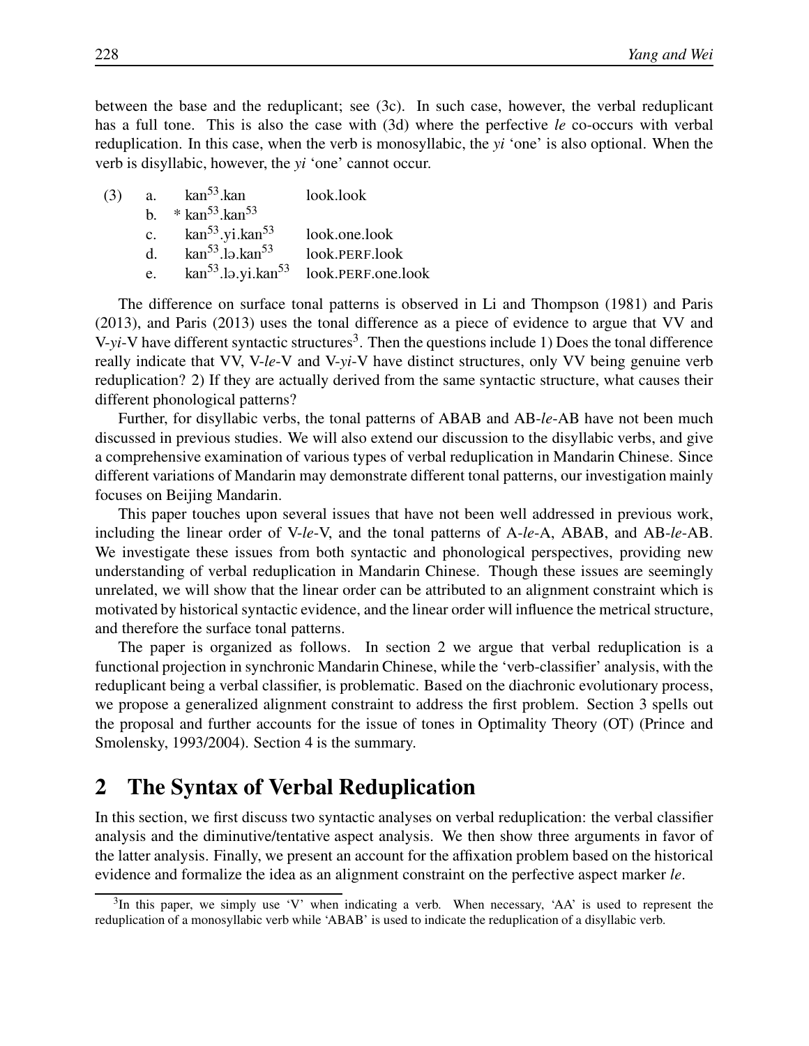between the base and the reduplicant; see (3c). In such case, however, the verbal reduplicant has a full tone. This is also the case with (3d) where the perfective *le* co-occurs with verbal reduplication. In this case, when the verb is monosyllabic, the *yi* 'one' is also optional. When the verb is disyllabic, however, the *yi* 'one' cannot occur.

(3)
a. kan$^{53}$.kan — look.look
b. * kan$^{53}$.kan$^{53}$
c. kan$^{53}$.yi.kan$^{53}$ — look.one.look
d. kan$^{53}$.lə.kan$^{53}$ — look.PERF.look
e. kan$^{53}$.lə.yi.kan$^{53}$ — look.PERF.one.look

The difference on surface tonal patterns is observed in Li and Thompson (1981) and Paris (2013), and Paris (2013) uses the tonal difference as a piece of evidence to argue that VV and V-*yi*-V have different syntactic structures[3]. Then the questions include 1) Does the tonal difference really indicate that VV, V-*le*-V and V-*yi*-V have distinct structures, only VV being genuine verb reduplication? 2) If they are actually derived from the same syntactic structure, what causes their different phonological patterns?

Further, for disyllabic verbs, the tonal patterns of ABAB and AB-*le*-AB have not been much discussed in previous studies. We will also extend our discussion to the disyllabic verbs, and give a comprehensive examination of various types of verbal reduplication in Mandarin Chinese. Since different variations of Mandarin may demonstrate different tonal patterns, our investigation mainly focuses on Beijing Mandarin.

This paper touches upon several issues that have not been well addressed in previous work, including the linear order of V-*le*-V, and the tonal patterns of A-*le*-A, ABAB, and AB-*le*-AB. We investigate these issues from both syntactic and phonological perspectives, providing new understanding of verbal reduplication in Mandarin Chinese. Though these issues are seemingly unrelated, we will show that the linear order can be attributed to an alignment constraint which is motivated by historical syntactic evidence, and the linear order will influence the metrical structure, and therefore the surface tonal patterns.

The paper is organized as follows. In section 2 we argue that verbal reduplication is a functional projection in synchronic Mandarin Chinese, while the 'verb-classifier' analysis, with the reduplicant being a verbal classifier, is problematic. Based on the diachronic evolutionary process, we propose a generalized alignment constraint to address the first problem. Section 3 spells out the proposal and further accounts for the issue of tones in Optimality Theory (OT) (Prince and Smolensky, 1993/2004). Section 4 is the summary.

## 2 The Syntax of Verbal Reduplication

In this section, we first discuss two syntactic analyses on verbal reduplication: the verbal classifier analysis and the diminutive/tentative aspect analysis. We then show three arguments in favor of the latter analysis. Finally, we present an account for the affixation problem based on the historical evidence and formalize the idea as an alignment constraint on the perfective aspect marker *le*.

[3] In this paper, we simply use 'V' when indicating a verb. When necessary, 'AA' is used to represent the reduplication of a monosyllabic verb while 'ABAB' is used to indicate the reduplication of a disyllabic verb.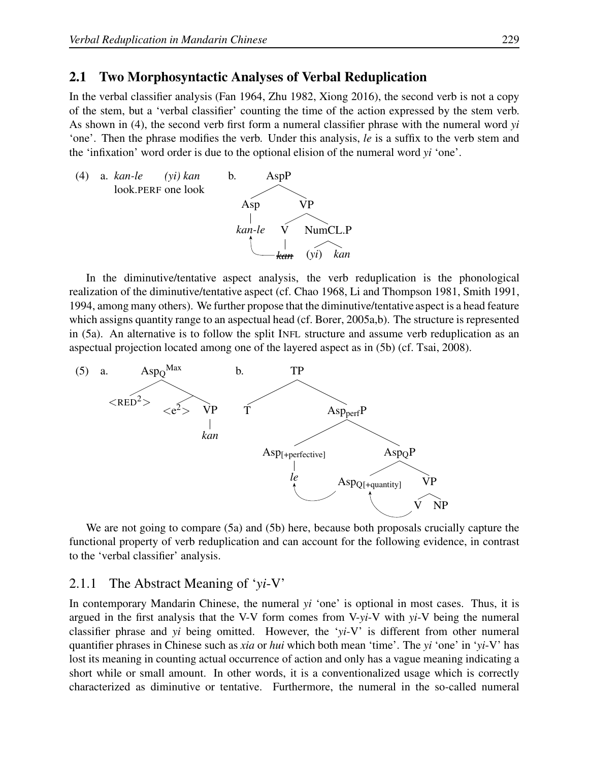## 2.1 Two Morphosyntactic Analyses of Verbal Reduplication

In the verbal classifier analysis (Fan 1964, Zhu 1982, Xiong 2016), the second verb is not a copy of the stem, but a 'verbal classifier' counting the time of the action expressed by the stem verb. As shown in (4), the second verb first form a numeral classifier phrase with the numeral word *yi* 'one'. Then the phrase modifies the verb. Under this analysis, *le* is a suffix to the verb stem and the 'infixation' word order is due to the optional elision of the numeral word *yi* 'one'.

(4) a. *kan-le (yi) kan*
look.PERF one look

b. [AspP [Asp *kan-le*] [VP [V ~~*kan*~~] [NumCL.P (*yi*) *kan*]]]

In the diminutive/tentative aspect analysis, the verb reduplication is the phonological realization of the diminutive/tentative aspect (cf. Chao 1968, Li and Thompson 1981, Smith 1991, 1994, among many others). We further propose that the diminutive/tentative aspect is a head feature which assigns quantity range to an aspectual head (cf. Borer, 2005a,b). The structure is represented in (5a). An alternative is to follow the split INFL structure and assume verb reduplication as an aspectual projection located among one of the layered aspect as in (5b) (cf. Tsai, 2008).

(5) a. [$Asp_Q^{Max}$ <RED$^2$> [<e$^2$> [VP *kan*]]]

b. [TP T [$Asp_{perf}$P [$Asp_{[+perfective]}$ *le*] [$Asp_Q$P [$Asp_{Q[+quantity]}$] [VP V NP]]]]

We are not going to compare (5a) and (5b) here, because both proposals crucially capture the functional property of verb reduplication and can account for the following evidence, in contrast to the 'verbal classifier' analysis.

### 2.1.1 The Abstract Meaning of '*yi*-V'

In contemporary Mandarin Chinese, the numeral *yi* 'one' is optional in most cases. Thus, it is argued in the first analysis that the V-V form comes from V-*yi*-V with *yi*-V being the numeral classifier phrase and *yi* being omitted. However, the '*yi*-V' is different from other numeral quantifier phrases in Chinese such as *xia* or *hui* which both mean 'time'. The *yi* 'one' in '*yi*-V' has lost its meaning in counting actual occurrence of action and only has a vague meaning indicating a short while or small amount. In other words, it is a conventionalized usage which is correctly characterized as diminutive or tentative. Furthermore, the numeral in the so-called numeral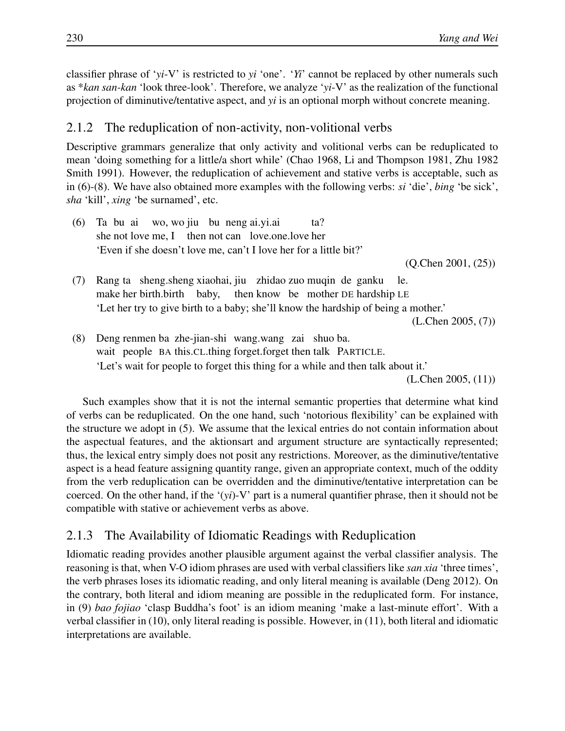classifier phrase of '*yi*-V' is restricted to *yi* 'one'. '*Yi*' cannot be replaced by other numerals such as \**kan san-kan* 'look three-look'. Therefore, we analyze '*yi*-V' as the realization of the functional projection of diminutive/tentative aspect, and *yi* is an optional morph without concrete meaning.

### 2.1.2 The reduplication of non-activity, non-volitional verbs

Descriptive grammars generalize that only activity and volitional verbs can be reduplicated to mean 'doing something for a little/a short while' (Chao 1968, Li and Thompson 1981, Zhu 1982 Smith 1991). However, the reduplication of achievement and stative verbs is acceptable, such as in (6)-(8). We have also obtained more examples with the following verbs: *si* 'die', *bing* 'be sick', *sha* 'kill', *xing* 'be surnamed', etc.

(6) Ta bu ai wo, wo jiu bu neng ai.yi.ai ta?
she not love me, I then not can love.one.love her
'Even if she doesn't love me, can't I love her for a little bit?'
(Q.Chen 2001, (25))

(7) Rang ta sheng.sheng xiaohai, jiu zhidao zuo muqin de ganku le.
make her birth.birth baby, then know be mother DE hardship LE
'Let her try to give birth to a baby; she'll know the hardship of being a mother.'
(L.Chen 2005, (7))

(8) Deng renmen ba zhe-jian-shi wang.wang zai shuo ba.
wait people BA this.CL.thing forget.forget then talk PARTICLE.
'Let's wait for people to forget this thing for a while and then talk about it.'
(L.Chen 2005, (11))

Such examples show that it is not the internal semantic properties that determine what kind of verbs can be reduplicated. On the one hand, such 'notorious flexibility' can be explained with the structure we adopt in (5). We assume that the lexical entries do not contain information about the aspectual features, and the aktionsart and argument structure are syntactically represented; thus, the lexical entry simply does not posit any restrictions. Moreover, as the diminutive/tentative aspect is a head feature assigning quantity range, given an appropriate context, much of the oddity from the verb reduplication can be overridden and the diminutive/tentative interpretation can be coerced. On the other hand, if the '(*yi*)-V' part is a numeral quantifier phrase, then it should not be compatible with stative or achievement verbs as above.

### 2.1.3 The Availability of Idiomatic Readings with Reduplication

Idiomatic reading provides another plausible argument against the verbal classifier analysis. The reasoning is that, when V-O idiom phrases are used with verbal classifiers like *san xia* 'three times', the verb phrases loses its idiomatic reading, and only literal meaning is available (Deng 2012). On the contrary, both literal and idiom meaning are possible in the reduplicated form. For instance, in (9) *bao fojiao* 'clasp Buddha's foot' is an idiom meaning 'make a last-minute effort'. With a verbal classifier in (10), only literal reading is possible. However, in (11), both literal and idiomatic interpretations are available.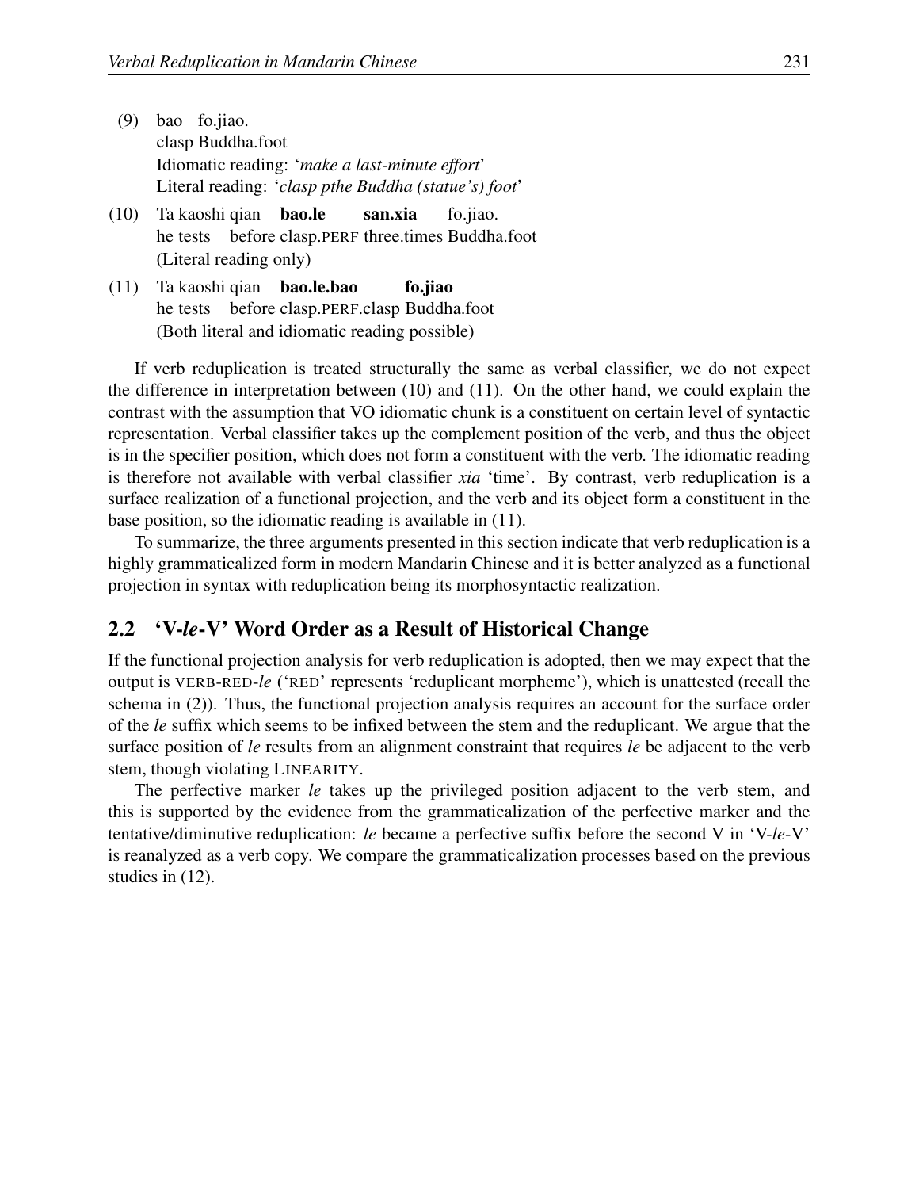(9) bao fo.jiao.
clasp Buddha.foot
Idiomatic reading: '*make a last-minute effort*'
Literal reading: '*clasp pthe Buddha (statue's) foot*'

(10) Ta kaoshi qian **bao.le** **san.xia** fo.jiao.
he tests before clasp.PERF three.times Buddha.foot
(Literal reading only)

(11) Ta kaoshi qian **bao.le.bao** **fo.jiao**
he tests before clasp.PERF.clasp Buddha.foot
(Both literal and idiomatic reading possible)

If verb reduplication is treated structurally the same as verbal classifier, we do not expect the difference in interpretation between (10) and (11). On the other hand, we could explain the contrast with the assumption that VO idiomatic chunk is a constituent on certain level of syntactic representation. Verbal classifier takes up the complement position of the verb, and thus the object is in the specifier position, which does not form a constituent with the verb. The idiomatic reading is therefore not available with verbal classifier *xia* 'time'. By contrast, verb reduplication is a surface realization of a functional projection, and the verb and its object form a constituent in the base position, so the idiomatic reading is available in (11).

To summarize, the three arguments presented in this section indicate that verb reduplication is a highly grammaticalized form in modern Mandarin Chinese and it is better analyzed as a functional projection in syntax with reduplication being its morphosyntactic realization.

## 2.2 'V-*le*-V' Word Order as a Result of Historical Change

If the functional projection analysis for verb reduplication is adopted, then we may expect that the output is VERB-RED-*le* ('RED' represents 'reduplicant morpheme'), which is unattested (recall the schema in (2)). Thus, the functional projection analysis requires an account for the surface order of the *le* suffix which seems to be infixed between the stem and the reduplicant. We argue that the surface position of *le* results from an alignment constraint that requires *le* be adjacent to the verb stem, though violating LINEARITY.

The perfective marker *le* takes up the privileged position adjacent to the verb stem, and this is supported by the evidence from the grammaticalization of the perfective marker and the tentative/diminutive reduplication: *le* became a perfective suffix before the second V in 'V-*le*-V' is reanalyzed as a verb copy. We compare the grammaticalization processes based on the previous studies in (12).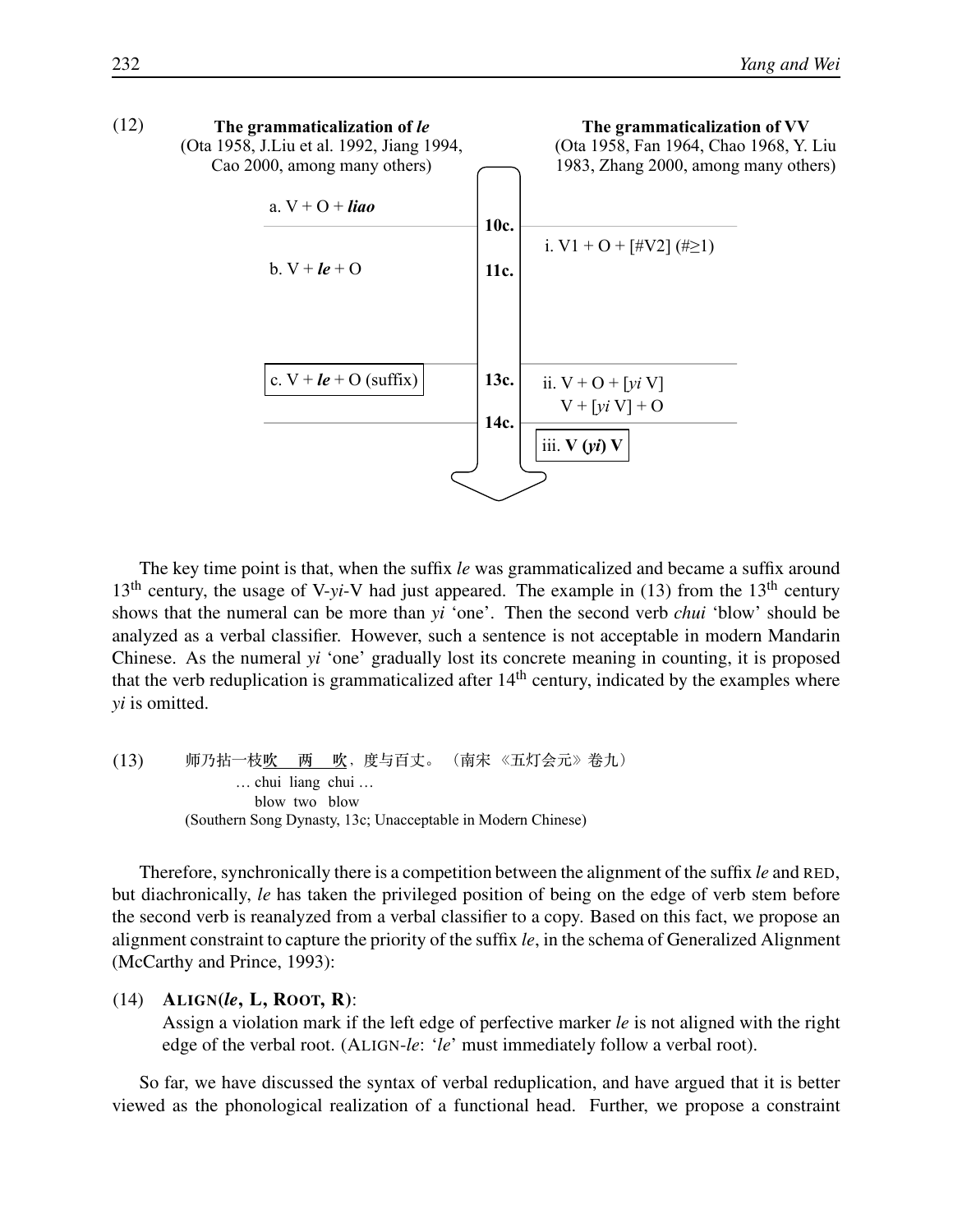(12)

| **The grammaticalization of *le*** (Ota 1958, J.Liu et al. 1992, Jiang 1994, Cao 2000, among many others) | | **The grammaticalization of VV** (Ota 1958, Fan 1964, Chao 1968, Y. Liu 1983, Zhang 2000, among many others) |
|---|---|---|
| a. V + O + ***liao*** | | |
| | **10c.** | i. V1 + O + [#V2] (#≥1) |
| b. V + ***le*** + O | **11c.** | |
| c. V + ***le*** + O (suffix) | **13c.** | ii. V + O + [*yi* V]<br>V + [*yi* V] + O |
| | **14c.** | iii. **V (*yi*) V** |

The key time point is that, when the suffix *le* was grammaticalized and became a suffix around 13th century, the usage of V-*yi*-V had just appeared. The example in (13) from the 13th century shows that the numeral can be more than *yi* 'one'. Then the second verb *chui* 'blow' should be analyzed as a verbal classifier. However, such a sentence is not acceptable in modern Mandarin Chinese. As the numeral *yi* 'one' gradually lost its concrete meaning in counting, it is proposed that the verb reduplication is grammaticalized after 14th century, indicated by the examples where *yi* is omitted.

(13) 师乃拈一枝吹　两　吹，度与百丈。（南宋 《五灯会元》卷九）
… chui liang chui …
blow two blow
(Southern Song Dynasty, 13c; Unacceptable in Modern Chinese)

Therefore, synchronically there is a competition between the alignment of the suffix *le* and RED, but diachronically, *le* has taken the privileged position of being on the edge of verb stem before the second verb is reanalyzed from a verbal classifier to a copy. Based on this fact, we propose an alignment constraint to capture the priority of the suffix *le*, in the schema of Generalized Alignment (McCarthy and Prince, 1993):

(14) **ALIGN(*le*, L, ROOT, R)**:
Assign a violation mark if the left edge of perfective marker *le* is not aligned with the right edge of the verbal root. (ALIGN-*le*: '*le*' must immediately follow a verbal root).

So far, we have discussed the syntax of verbal reduplication, and have argued that it is better viewed as the phonological realization of a functional head. Further, we propose a constraint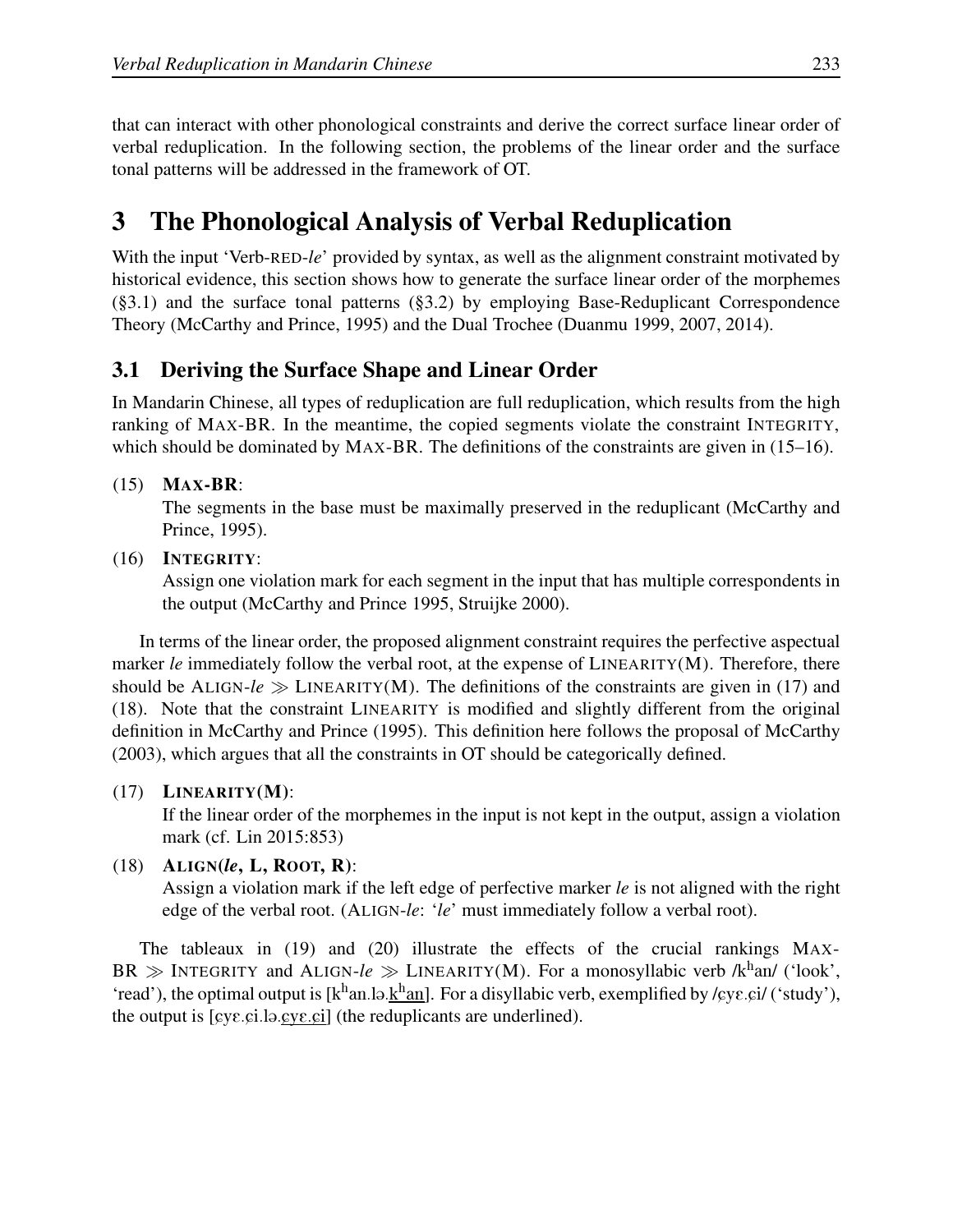that can interact with other phonological constraints and derive the correct surface linear order of verbal reduplication. In the following section, the problems of the linear order and the surface tonal patterns will be addressed in the framework of OT.

# 3 The Phonological Analysis of Verbal Reduplication

With the input 'Verb-RED-*le*' provided by syntax, as well as the alignment constraint motivated by historical evidence, this section shows how to generate the surface linear order of the morphemes (§3.1) and the surface tonal patterns (§3.2) by employing Base-Reduplicant Correspondence Theory (McCarthy and Prince, 1995) and the Dual Trochee (Duanmu 1999, 2007, 2014).

## 3.1 Deriving the Surface Shape and Linear Order

In Mandarin Chinese, all types of reduplication are full reduplication, which results from the high ranking of MAX-BR. In the meantime, the copied segments violate the constraint INTEGRITY, which should be dominated by MAX-BR. The definitions of the constraints are given in (15–16).

(15) **MAX-BR**:
The segments in the base must be maximally preserved in the reduplicant (McCarthy and Prince, 1995).

(16) **INTEGRITY**:
Assign one violation mark for each segment in the input that has multiple correspondents in the output (McCarthy and Prince 1995, Struijke 2000).

In terms of the linear order, the proposed alignment constraint requires the perfective aspectual marker *le* immediately follow the verbal root, at the expense of LINEARITY(M). Therefore, there should be ALIGN-*le* ≫ LINEARITY(M). The definitions of the constraints are given in (17) and (18). Note that the constraint LINEARITY is modified and slightly different from the original definition in McCarthy and Prince (1995). This definition here follows the proposal of McCarthy (2003), which argues that all the constraints in OT should be categorically defined.

(17) **LINEARITY(M)**:
If the linear order of the morphemes in the input is not kept in the output, assign a violation mark (cf. Lin 2015:853)

(18) **ALIGN(*le*, L, ROOT, R)**:
Assign a violation mark if the left edge of perfective marker *le* is not aligned with the right edge of the verbal root. (ALIGN-*le*: '*le*' must immediately follow a verbal root).

The tableaux in (19) and (20) illustrate the effects of the crucial rankings MAX-BR ≫ INTEGRITY and ALIGN-*le* ≫ LINEARITY(M). For a monosyllabic verb /kʰan/ ('look', 'read'), the optimal output is [kʰan.lə.<u>kʰan</u>]. For a disyllabic verb, exemplified by /ɕyɛ.ɕi/ ('study'), the output is [ɕyɛ.ɕi.lə.<u>ɕyɛ.ɕi</u>] (the reduplicants are underlined).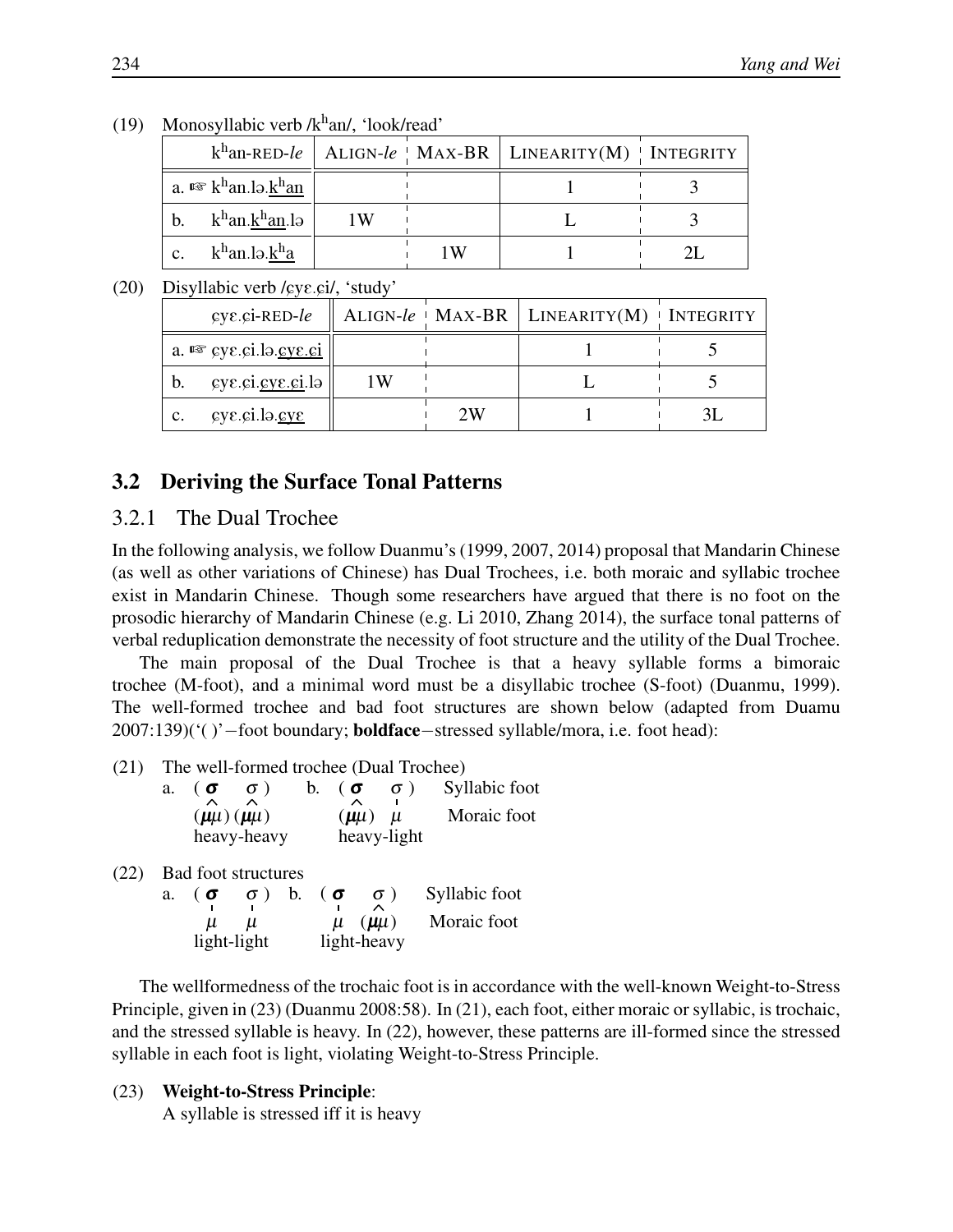(19) Monosyllabic verb /kʰan/, 'look/read'

| kʰan-RED-*le* | ALIGN-*le* | MAX-BR | LINEARITY(M) | INTEGRITY |
|---|---|---|---|---|
| a. ☞ kʰan.lə.<u>kʰan</u> | | | 1 | 3 |
| b. kʰan.<u>kʰan</u>.lə | 1W | | L | 3 |
| c. kʰan.lə.<u>kʰa</u> | | 1W | 1 | 2L |

(20) Disyllabic verb /ɕyɛ.ɕi/, 'study'

| ɕyɛ.ɕi-RED-*le* | ALIGN-*le* | MAX-BR | LINEARITY(M) | INTEGRITY |
|---|---|---|---|---|
| a. ☞ ɕyɛ.ɕi.lə.<u>ɕyɛ.ɕi</u> | | | 1 | 5 |
| b. ɕyɛ.ɕi.<u>ɕyɛ.ɕi</u>.lə | 1W | | L | 5 |
| c. ɕyɛ.ɕi.lə.<u>ɕyɛ</u> | | 2W | 1 | 3L |

## 3.2 Deriving the Surface Tonal Patterns

### 3.2.1 The Dual Trochee

In the following analysis, we follow Duanmu's (1999, 2007, 2014) proposal that Mandarin Chinese (as well as other variations of Chinese) has Dual Trochees, i.e. both moraic and syllabic trochee exist in Mandarin Chinese. Though some researchers have argued that there is no foot on the prosodic hierarchy of Mandarin Chinese (e.g. Li 2010, Zhang 2014), the surface tonal patterns of verbal reduplication demonstrate the necessity of foot structure and the utility of the Dual Trochee.

The main proposal of the Dual Trochee is that a heavy syllable forms a bimoraic trochee (M-foot), and a minimal word must be a disyllabic trochee (S-foot) (Duanmu, 1999). The well-formed trochee and bad foot structures are shown below (adapted from Duamu 2007:139)('( )'−foot boundary; **boldface**−stressed syllable/mora, i.e. foot head):

(21) The well-formed trochee (Dual Trochee)

| | a. | b. | |
|---|---|---|---|
| | ( **σ** σ ) | ( **σ** σ ) | Syllabic foot |
| | (**μ**μ) (**μ**μ) | (**μ**μ) μ | Moraic foot |
| | heavy-heavy | heavy-light | |

(22) Bad foot structures

| | a. | b. | |
|---|---|---|---|
| | ( **σ** σ ) | ( **σ** σ ) | Syllabic foot |
| | μ μ | μ (**μ**μ) | Moraic foot |
| | light-light | light-heavy | |

The wellformedness of the trochaic foot is in accordance with the well-known Weight-to-Stress Principle, given in (23) (Duanmu 2008:58). In (21), each foot, either moraic or syllabic, is trochaic, and the stressed syllable is heavy. In (22), however, these patterns are ill-formed since the stressed syllable in each foot is light, violating Weight-to-Stress Principle.

(23) **Weight-to-Stress Principle**:
A syllable is stressed iff it is heavy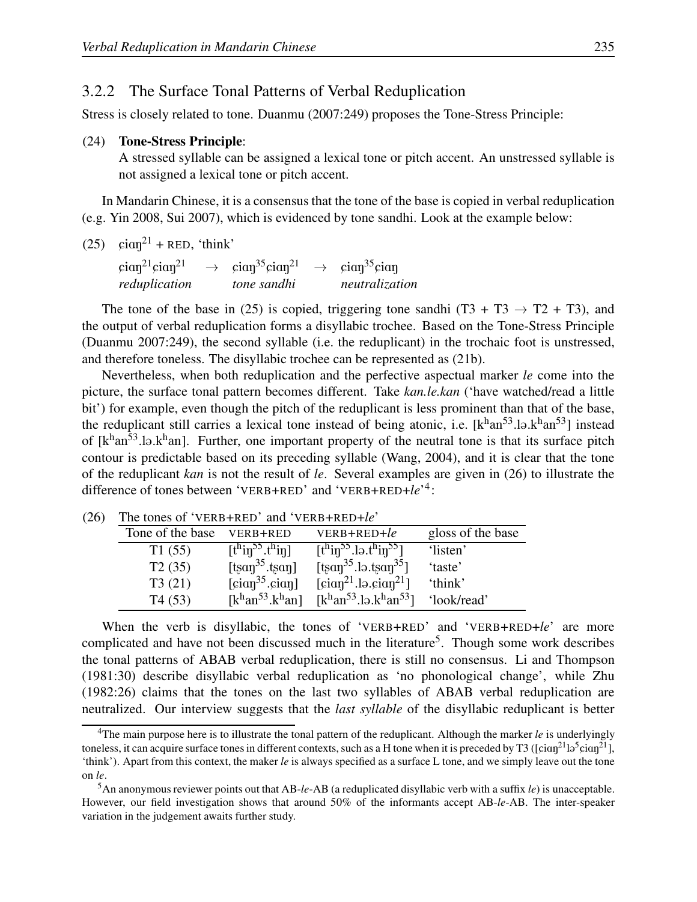### 3.2.2 The Surface Tonal Patterns of Verbal Reduplication

Stress is closely related to tone. Duanmu (2007:249) proposes the Tone-Stress Principle:

(24) **Tone-Stress Principle**:
A stressed syllable can be assigned a lexical tone or pitch accent. An unstressed syllable is not assigned a lexical tone or pitch accent.

In Mandarin Chinese, it is a consensus that the tone of the base is copied in verbal reduplication (e.g. Yin 2008, Sui 2007), which is evidenced by tone sandhi. Look at the example below:

(25) ɕiɑŋ$^{21}$ + RED, 'think'

| | | | | |
|---|---|---|---|---|
| ɕiɑŋ$^{21}$ɕiɑŋ$^{21}$ | → | ɕiɑŋ$^{35}$ɕiɑŋ$^{21}$ | → | ɕiɑŋ$^{35}$ɕiɑŋ |
| *reduplication* | | *tone sandhi* | | *neutralization* |

The tone of the base in (25) is copied, triggering tone sandhi (T3 + T3 → T2 + T3), and the output of verbal reduplication forms a disyllabic trochee. Based on the Tone-Stress Principle (Duanmu 2007:249), the second syllable (i.e. the reduplicant) in the trochaic foot is unstressed, and therefore toneless. The disyllabic trochee can be represented as (21b).

Nevertheless, when both reduplication and the perfective aspectual marker *le* come into the picture, the surface tonal pattern becomes different. Take *kan.le.kan* ('have watched/read a little bit') for example, even though the pitch of the reduplicant is less prominent than that of the base, the reduplicant still carries a lexical tone instead of being atonic, i.e. [k$^{h}$an$^{53}$.lə.k$^{h}$an$^{53}$] instead of [k$^{h}$an$^{53}$.lə.k$^{h}$an]. Further, one important property of the neutral tone is that its surface pitch contour is predictable based on its preceding syllable (Wang, 2004), and it is clear that the tone of the reduplicant *kan* is not the result of *le*. Several examples are given in (26) to illustrate the difference of tones between 'VERB+RED' and 'VERB+RED+*le*'[4]:

(26) The tones of 'VERB+RED' and 'VERB+RED+*le*'

| Tone of the base | VERB+RED | VERB+RED+*le* | gloss of the base |
|---|---|---|---|
| T1 (55) | [t$^{h}$iŋ$^{55}$.t$^{h}$iŋ] | [t$^{h}$iŋ$^{55}$.lə.t$^{h}$iŋ$^{55}$] | 'listen' |
| T2 (35) | [tʂɑŋ$^{35}$.tʂɑŋ] | [tʂɑŋ$^{35}$.lə.tʂɑŋ$^{35}$] | 'taste' |
| T3 (21) | [ɕiɑŋ$^{35}$.ɕiɑŋ] | [ɕiɑŋ$^{21}$.lə.ɕiɑŋ$^{21}$] | 'think' |
| T4 (53) | [k$^{h}$an$^{53}$.k$^{h}$an] | [k$^{h}$an$^{53}$.lə.k$^{h}$an$^{53}$] | 'look/read' |

When the verb is disyllabic, the tones of 'VERB+RED' and 'VERB+RED+*le*' are more complicated and have not been discussed much in the literature[5]. Though some work describes the tonal patterns of ABAB verbal reduplication, there is still no consensus. Li and Thompson (1981:30) describe disyllabic verbal reduplication as 'no phonological change', while Zhu (1982:26) claims that the tones on the last two syllables of ABAB verbal reduplication are neutralized. Our interview suggests that the *last syllable* of the disyllabic reduplicant is better

[4] The main purpose here is to illustrate the tonal pattern of the reduplicant. Although the marker *le* is underlyingly toneless, it can acquire surface tones in different contexts, such as a H tone when it is preceded by T3 ([ɕiɑŋ$^{21}$lə$^{5}$ɕiɑŋ$^{21}$], 'think'). Apart from this context, the maker *le* is always specified as a surface L tone, and we simply leave out the tone on *le*.

[5] An anonymous reviewer points out that AB-*le*-AB (a reduplicated disyllabic verb with a suffix *le*) is unacceptable. However, our field investigation shows that around 50% of the informants accept AB-*le*-AB. The inter-speaker variation in the judgement awaits further study.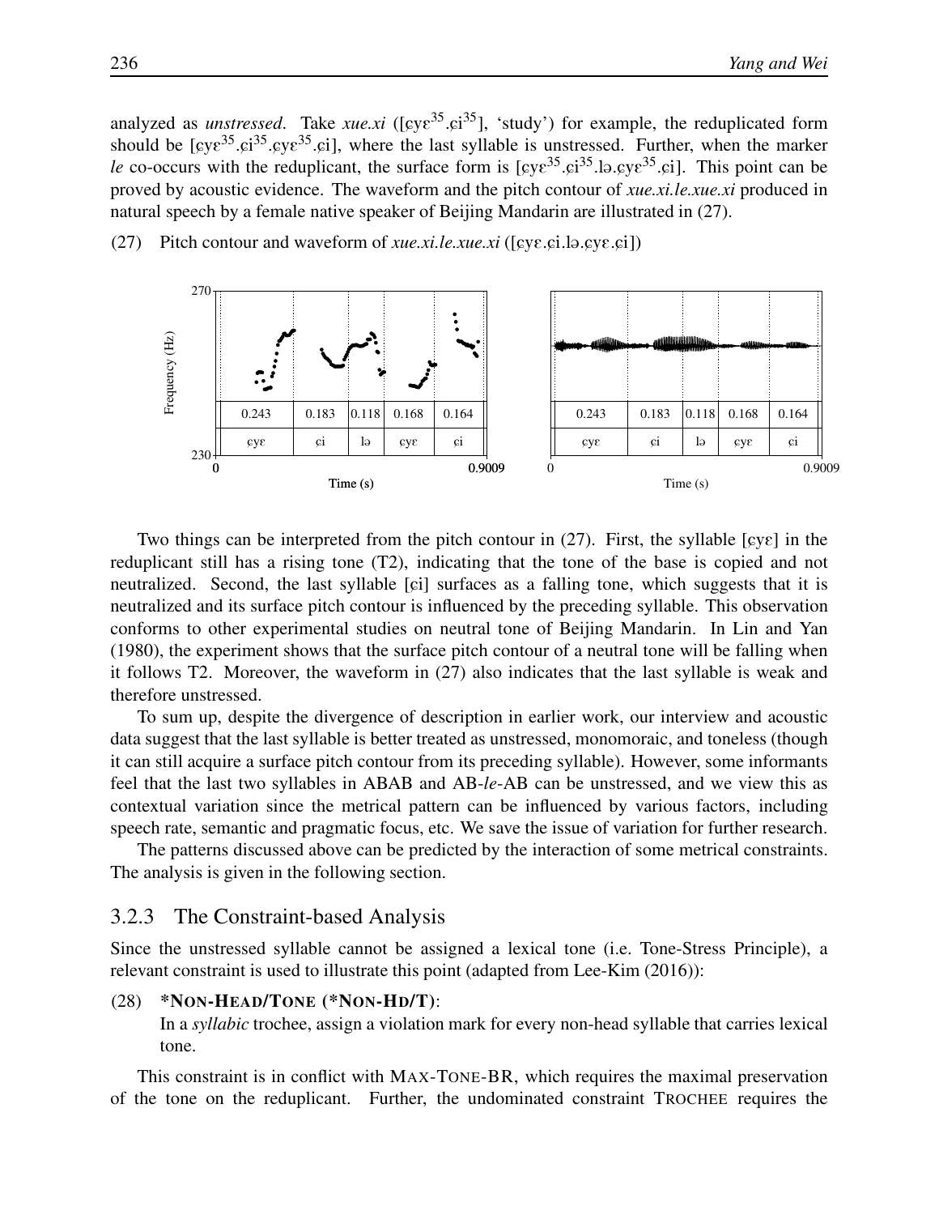analyzed as *unstressed*. Take *xue.xi* ([ɕyɛ$^{35}$.ɕi$^{35}$], 'study') for example, the reduplicated form should be [ɕyɛ$^{35}$.ɕi$^{35}$.ɕyɛ$^{35}$.ɕi], where the last syllable is unstressed. Further, when the marker *le* co-occurs with the reduplicant, the surface form is [ɕyɛ$^{35}$.ɕi$^{35}$.lə.ɕyɛ$^{35}$.ɕi]. This point can be proved by acoustic evidence. The waveform and the pitch contour of *xue.xi.le.xue.xi* produced in natural speech by a female native speaker of Beijing Mandarin are illustrated in (27).

(27) Pitch contour and waveform of *xue.xi.le.xue.xi* ([ɕyɛ.ɕi.lə.ɕyɛ.ɕi])

| 0.243 | 0.183 | 0.118 | 0.168 | 0.164 |
|---|---|---|---|---|
| ɕyɛ | ɕi | lə | ɕyɛ | ɕi |

Frequency (Hz): 230–270; Time (s): 0–0.9009

Two things can be interpreted from the pitch contour in (27). First, the syllable [ɕyɛ] in the reduplicant still has a rising tone (T2), indicating that the tone of the base is copied and not neutralized. Second, the last syllable [ɕi] surfaces as a falling tone, which suggests that it is neutralized and its surface pitch contour is influenced by the preceding syllable. This observation conforms to other experimental studies on neutral tone of Beijing Mandarin. In Lin and Yan (1980), the experiment shows that the surface pitch contour of a neutral tone will be falling when it follows T2. Moreover, the waveform in (27) also indicates that the last syllable is weak and therefore unstressed.

To sum up, despite the divergence of description in earlier work, our interview and acoustic data suggest that the last syllable is better treated as unstressed, monomoraic, and toneless (though it can still acquire a surface pitch contour from its preceding syllable). However, some informants feel that the last two syllables in ABAB and AB-*le*-AB can be unstressed, and we view this as contextual variation since the metrical pattern can be influenced by various factors, including speech rate, semantic and pragmatic focus, etc. We save the issue of variation for further research.

The patterns discussed above can be predicted by the interaction of some metrical constraints. The analysis is given in the following section.

### 3.2.3 The Constraint-based Analysis

Since the unstressed syllable cannot be assigned a lexical tone (i.e. Tone-Stress Principle), a relevant constraint is used to illustrate this point (adapted from Lee-Kim (2016)):

(28) **\*NON-HEAD/TONE (\*NON-HD/T)**:
In a *syllabic* trochee, assign a violation mark for every non-head syllable that carries lexical tone.

This constraint is in conflict with MAX-TONE-BR, which requires the maximal preservation of the tone on the reduplicant. Further, the undominated constraint TROCHEE requires the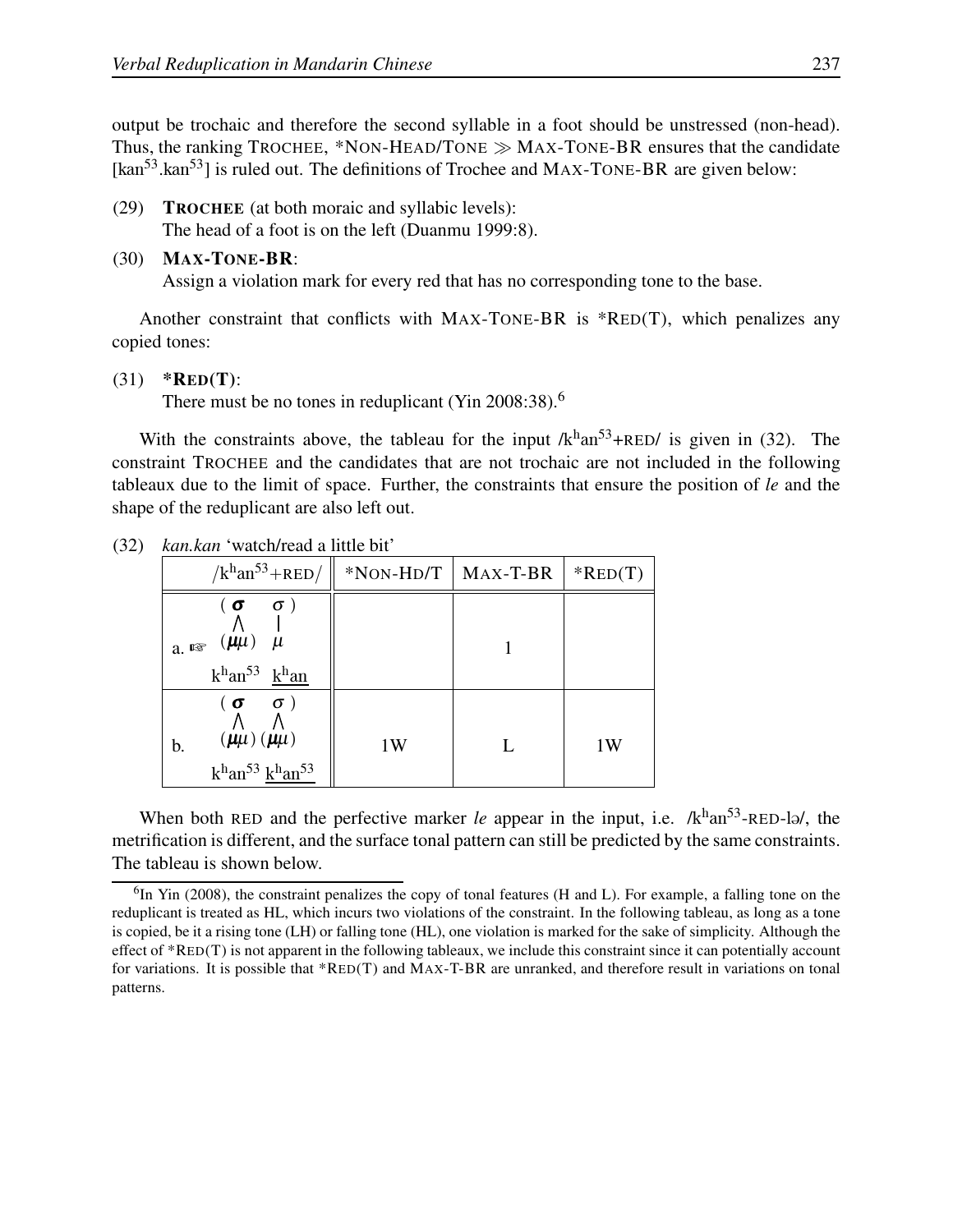output be trochaic and therefore the second syllable in a foot should be unstressed (non-head). Thus, the ranking TROCHEE, *NON-HEAD/TONE ≫ MAX-TONE-BR ensures that the candidate [kan[53].kan[53]] is ruled out. The definitions of Trochee and MAX-TONE-BR are given below:

(29) **TROCHEE** (at both moraic and syllabic levels):
The head of a foot is on the left (Duanmu 1999:8).

(30) **MAX-TONE-BR**:
Assign a violation mark for every red that has no corresponding tone to the base.

Another constraint that conflicts with MAX-TONE-BR is *RED(T), which penalizes any copied tones:

(31) ***RED(T)**:
There must be no tones in reduplicant (Yin 2008:38).[6]

With the constraints above, the tableau for the input /k^h^an^53^+RED/ is given in (32). The constraint TROCHEE and the candidates that are not trochaic are not included in the following tableaux due to the limit of space. Further, the constraints that ensure the position of *le* and the shape of the reduplicant are also left out.

(32) *kan.kan* 'watch/read a little bit'

| /kʰan[53]+RED/ | *NON-HD/T | MAX-T-BR | *RED(T) |
|---|---|---|---|
| a. ☞ (**σ** σ) (**μ**μ) μ kʰan[53] <u>kʰan</u> | | 1 | |
| b. (**σ** σ) (**μ**μ)(**μ**μ) kʰan[53] <u>kʰan[53]</u> | 1W | L | 1W |

When both RED and the perfective marker *le* appear in the input, i.e. /kʰan[53]-RED-lə/, the metrification is different, and the surface tonal pattern can still be predicted by the same constraints. The tableau is shown below.

[6] In Yin (2008), the constraint penalizes the copy of tonal features (H and L). For example, a falling tone on the reduplicant is treated as HL, which incurs two violations of the constraint. In the following tableau, as long as a tone is copied, be it a rising tone (LH) or falling tone (HL), one violation is marked for the sake of simplicity. Although the effect of *RED(T) is not apparent in the following tableaux, we include this constraint since it can potentially account for variations. It is possible that *RED(T) and MAX-T-BR are unranked, and therefore result in variations on tonal patterns.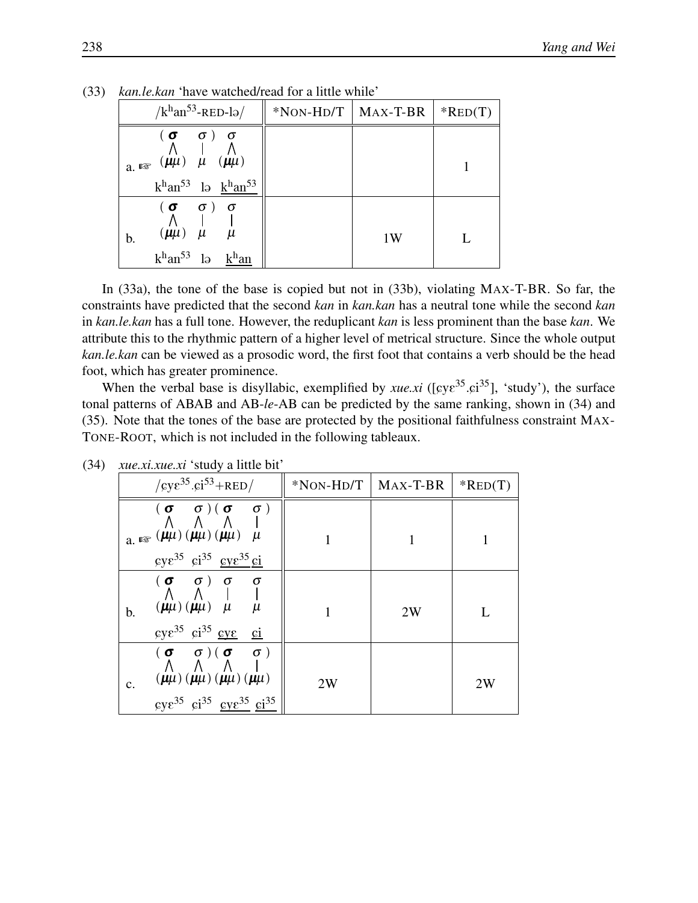(33) *kan.le.kan* 'have watched/read for a little while'

| /kʰan$^{53}$-RED-lə/ | *NON-HD/T | MAX-T-BR | *RED(T) |
|---|---|---|---|
| a. ☞ (**σ** σ) σ ; (**μ**μ) μ (**μ**μ) ; kʰan$^{53}$ lə <u>kʰan$^{53}$</u> | | | 1 |
| b. (**σ** σ) σ ; (**μ**μ) μ μ ; kʰan$^{53}$ lə <u>kʰan</u> | | 1W | L |

In (33a), the tone of the base is copied but not in (33b), violating MAX-T-BR. So far, the constraints have predicted that the second *kan* in *kan.kan* has a neutral tone while the second *kan* in *kan.le.kan* has a full tone. However, the reduplicant *kan* is less prominent than the base *kan*. We attribute this to the rhythmic pattern of a higher level of metrical structure. Since the whole output *kan.le.kan* can be viewed as a prosodic word, the first foot that contains a verb should be the head foot, which has greater prominence.

When the verbal base is disyllabic, exemplified by *xue.xi* ([ɕyɛ$^{35}$.ɕi$^{35}$], 'study'), the surface tonal patterns of ABAB and AB-*le*-AB can be predicted by the same ranking, shown in (34) and (35). Note that the tones of the base are protected by the positional faithfulness constraint MAX-TONE-ROOT, which is not included in the following tableaux.

(34) *xue.xi.xue.xi* 'study a little bit'

| /ɕyɛ$^{35}$.ɕi$^{53}$+RED/ | *NON-HD/T | MAX-T-BR | *RED(T) |
|---|---|---|---|
| a. ☞ (**σ** σ)(**σ** σ) ; (**μ**μ)(**μ**μ)(**μ**μ) μ ; ɕyɛ$^{35}$ ɕi$^{35}$ <u>ɕyɛ$^{35}$ ɕi</u> | 1 | 1 | 1 |
| b. (**σ** σ) σ σ ; (**μ**μ)(**μ**μ) μ μ ; ɕyɛ$^{35}$ ɕi$^{35}$ <u>ɕyɛ ɕi</u> | 1 | 2W | L |
| c. (**σ** σ)(**σ** σ) ; (**μ**μ)(**μ**μ)(**μ**μ)(**μ**μ) ; ɕyɛ$^{35}$ ɕi$^{35}$ <u>ɕyɛ$^{35}$ ɕi$^{35}$</u> | 2W | | 2W |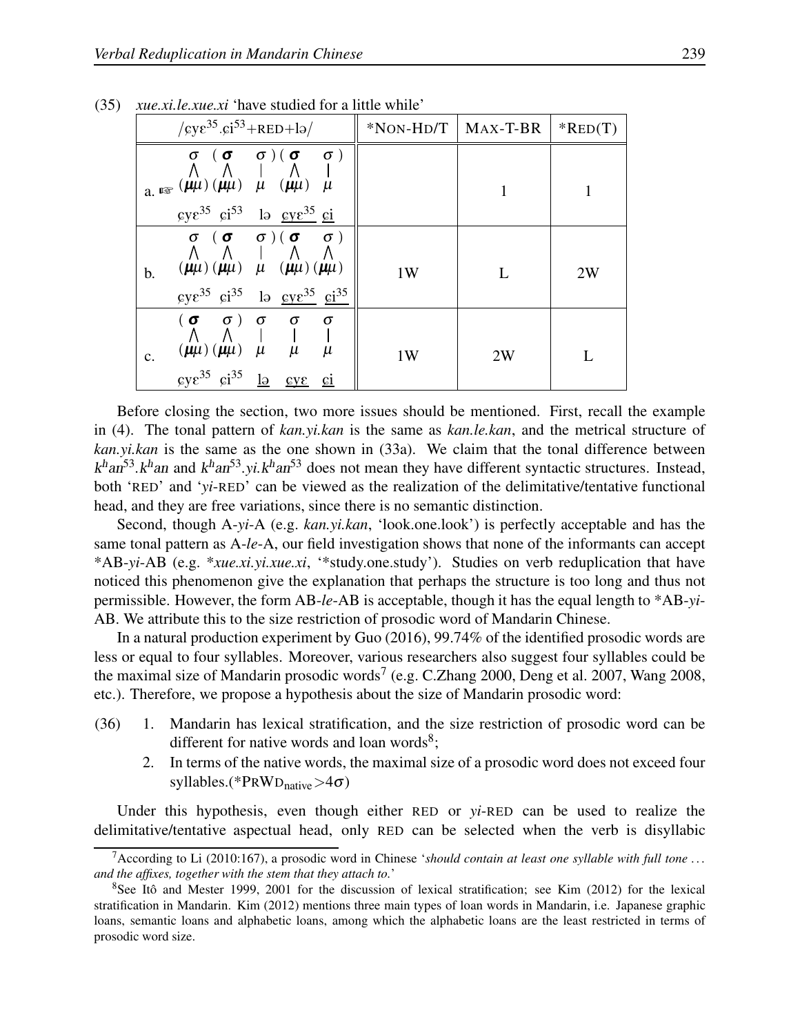(35) *xue.xi.le.xue.xi* 'have studied for a little while'

| /ɕyɛ³⁵.ɕi⁵³+RED+lə/ | *NON-HD/T | MAX-T-BR | *RED(T) |
|---|---|---|---|
| a. ☞ σ (**σ** σ)(**σ** σ) / (**μ**μ)(**μ**μ) μ (**μ**μ) μ / ɕyɛ³⁵ ɕi⁵³ lə <u>ɕyɛ³⁵</u> <u>ɕi</u> | | 1 | 1 |
| b. σ (**σ** σ)(**σ** σ) / (**μ**μ)(**μ**μ) μ (**μ**μ)(**μ**μ) / ɕyɛ³⁵ ɕi³⁵ lə <u>ɕyɛ³⁵</u> <u>ɕi³⁵</u> | 1W | L | 2W |
| c. (**σ** σ) σ σ σ / (**μ**μ)(**μ**μ) μ μ μ / ɕyɛ³⁵ ɕi³⁵ <u>lə</u> <u>ɕyɛ</u> <u>ɕi</u> | 1W | 2W | L |

Before closing the section, two more issues should be mentioned. First, recall the example in (4). The tonal pattern of *kan.yi.kan* is the same as *kan.le.kan*, and the metrical structure of *kan.yi.kan* is the same as the one shown in (33a). We claim that the tonal difference between *kʰan⁵³.kʰan* and *kʰan⁵³.yi.kʰan⁵³* does not mean they have different syntactic structures. Instead, both 'RED' and '*yi*-RED' can be viewed as the realization of the delimitative/tentative functional head, and they are free variations, since there is no semantic distinction.

Second, though A-*yi*-A (e.g. *kan.yi.kan*, 'look.one.look') is perfectly acceptable and has the same tonal pattern as A-*le*-A, our field investigation shows that none of the informants can accept *AB-*yi*-AB (e.g. **xue.xi.yi.xue.xi*, '*study.one.study'). Studies on verb reduplication that have noticed this phenomenon give the explanation that perhaps the structure is too long and thus not permissible. However, the form AB-*le*-AB is acceptable, though it has the equal length to *AB-*yi*-AB. We attribute this to the size restriction of prosodic word of Mandarin Chinese.

In a natural production experiment by Guo (2016), 99.74% of the identified prosodic words are less or equal to four syllables. Moreover, various researchers also suggest four syllables could be the maximal size of Mandarin prosodic words[7] (e.g. C.Zhang 2000, Deng et al. 2007, Wang 2008, etc.). Therefore, we propose a hypothesis about the size of Mandarin prosodic word:

(36)
1. Mandarin has lexical stratification, and the size restriction of prosodic word can be different for native words and loan words[8];
2. In terms of the native words, the maximal size of a prosodic word does not exceed four syllables.(*$\text{PRWD}_{\text{native}} > 4\sigma$)

Under this hypothesis, even though either RED or *yi*-RED can be used to realize the delimitative/tentative aspectual head, only RED can be selected when the verb is disyllabic

[7]According to Li (2010:167), a prosodic word in Chinese '*should contain at least one syllable with full tone ... and the affixes, together with the stem that they attach to.*'

[8]See Itô and Mester 1999, 2001 for the discussion of lexical stratification; see Kim (2012) for the lexical stratification in Mandarin. Kim (2012) mentions three main types of loan words in Mandarin, i.e. Japanese graphic loans, semantic loans and alphabetic loans, among which the alphabetic loans are the least restricted in terms of prosodic word size.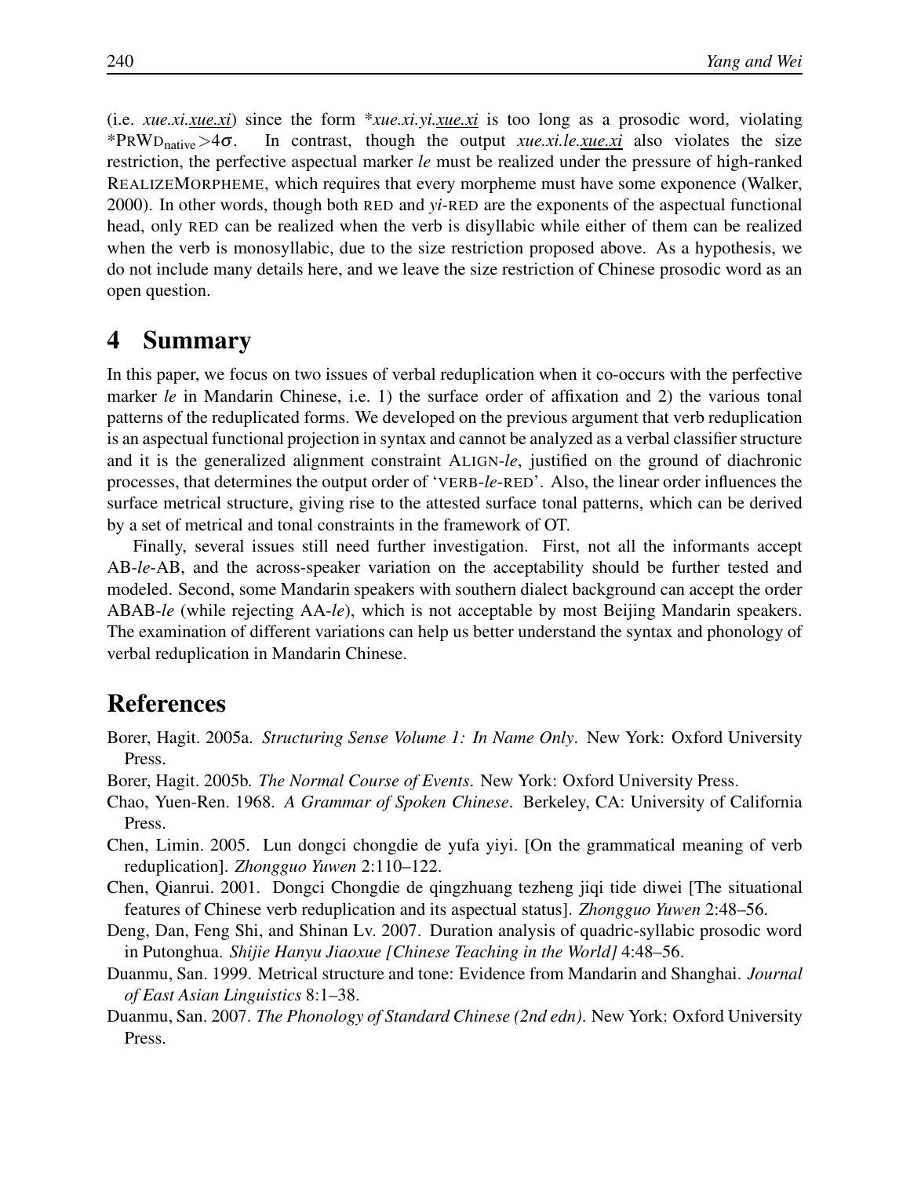(i.e. *xue.xi.<u>xue.xi</u>*) since the form **xue.xi.yi.<u>xue.xi</u>* is too long as a prosodic word, violating *PRWD$_{\text{native}}$>4$\sigma$. In contrast, though the output *xue.xi.le.<u>xue.xi</u>* also violates the size restriction, the perfective aspectual marker *le* must be realized under the pressure of high-ranked REALIZEMORPHEME, which requires that every morpheme must have some exponence (Walker, 2000). In other words, though both RED and *yi*-RED are the exponents of the aspectual functional head, only RED can be realized when the verb is disyllabic while either of them can be realized when the verb is monosyllabic, due to the size restriction proposed above. As a hypothesis, we do not include many details here, and we leave the size restriction of Chinese prosodic word as an open question.

# 4 Summary

In this paper, we focus on two issues of verbal reduplication when it co-occurs with the perfective marker *le* in Mandarin Chinese, i.e. 1) the surface order of affixation and 2) the various tonal patterns of the reduplicated forms. We developed on the previous argument that verb reduplication is an aspectual functional projection in syntax and cannot be analyzed as a verbal classifier structure and it is the generalized alignment constraint ALIGN-*le*, justified on the ground of diachronic processes, that determines the output order of 'VERB-*le*-RED'. Also, the linear order influences the surface metrical structure, giving rise to the attested surface tonal patterns, which can be derived by a set of metrical and tonal constraints in the framework of OT.

Finally, several issues still need further investigation. First, not all the informants accept AB-*le*-AB, and the across-speaker variation on the acceptability should be further tested and modeled. Second, some Mandarin speakers with southern dialect background can accept the order ABAB-*le* (while rejecting AA-*le*), which is not acceptable by most Beijing Mandarin speakers. The examination of different variations can help us better understand the syntax and phonology of verbal reduplication in Mandarin Chinese.

# References

Borer, Hagit. 2005a. *Structuring Sense Volume 1: In Name Only*. New York: Oxford University Press.

Borer, Hagit. 2005b. *The Normal Course of Events*. New York: Oxford University Press.

Chao, Yuen-Ren. 1968. *A Grammar of Spoken Chinese*. Berkeley, CA: University of California Press.

Chen, Limin. 2005. Lun dongci chongdie de yufa yiyi. [On the grammatical meaning of verb reduplication]. *Zhongguo Yuwen* 2:110–122.

Chen, Qianrui. 2001. Dongci Chongdie de qingzhuang tezheng jiqi tide diwei [The situational features of Chinese verb reduplication and its aspectual status]. *Zhongguo Yuwen* 2:48–56.

Deng, Dan, Feng Shi, and Shinan Lv. 2007. Duration analysis of quadric-syllabic prosodic word in Putonghua. *Shijie Hanyu Jiaoxue [Chinese Teaching in the World]* 4:48–56.

Duanmu, San. 1999. Metrical structure and tone: Evidence from Mandarin and Shanghai. *Journal of East Asian Linguistics* 8:1–38.

Duanmu, San. 2007. *The Phonology of Standard Chinese (2nd edn)*. New York: Oxford University Press.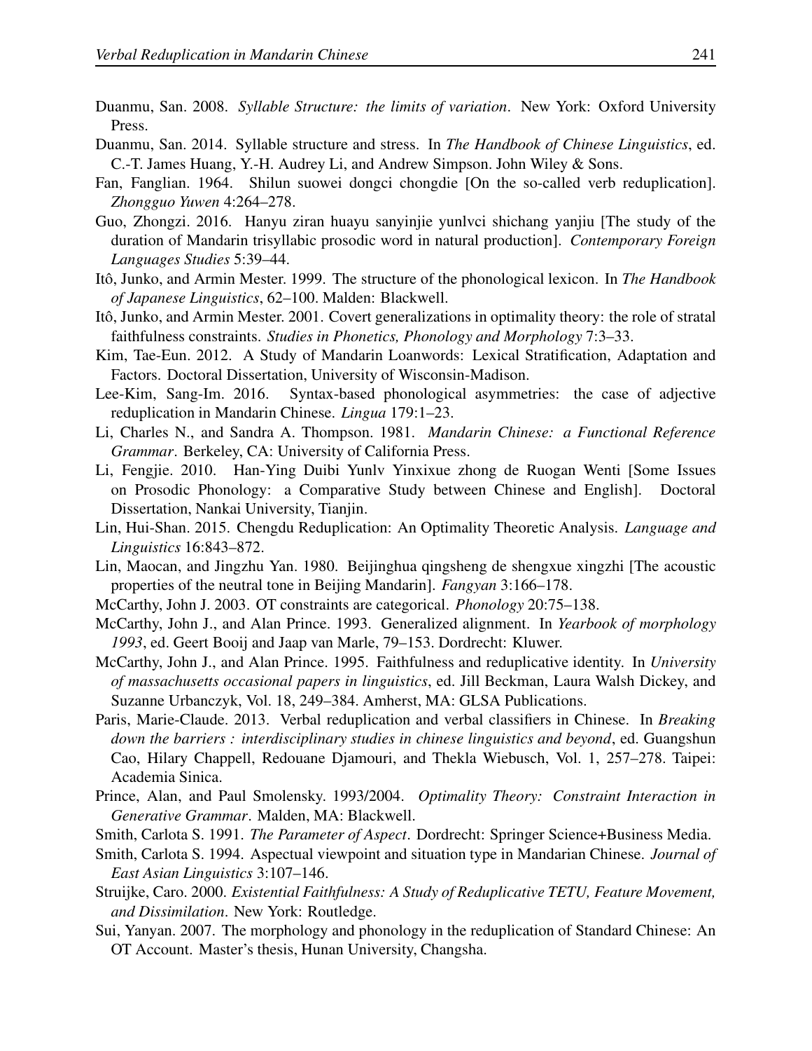Duanmu, San. 2008. *Syllable Structure: the limits of variation*. New York: Oxford University Press.

Duanmu, San. 2014. Syllable structure and stress. In *The Handbook of Chinese Linguistics*, ed. C.-T. James Huang, Y.-H. Audrey Li, and Andrew Simpson. John Wiley & Sons.

Fan, Fanglian. 1964. Shilun suowei dongci chongdie [On the so-called verb reduplication]. *Zhongguo Yuwen* 4:264–278.

Guo, Zhongzi. 2016. Hanyu ziran huayu sanyinjie yunlvci shichang yanjiu [The study of the duration of Mandarin trisyllabic prosodic word in natural production]. *Contemporary Foreign Languages Studies* 5:39–44.

Itô, Junko, and Armin Mester. 1999. The structure of the phonological lexicon. In *The Handbook of Japanese Linguistics*, 62–100. Malden: Blackwell.

Itô, Junko, and Armin Mester. 2001. Covert generalizations in optimality theory: the role of stratal faithfulness constraints. *Studies in Phonetics, Phonology and Morphology* 7:3–33.

Kim, Tae-Eun. 2012. A Study of Mandarin Loanwords: Lexical Stratification, Adaptation and Factors. Doctoral Dissertation, University of Wisconsin-Madison.

Lee-Kim, Sang-Im. 2016. Syntax-based phonological asymmetries: the case of adjective reduplication in Mandarin Chinese. *Lingua* 179:1–23.

Li, Charles N., and Sandra A. Thompson. 1981. *Mandarin Chinese: a Functional Reference Grammar*. Berkeley, CA: University of California Press.

Li, Fengjie. 2010. Han-Ying Duibi Yunlv Yinxixue zhong de Ruogan Wenti [Some Issues on Prosodic Phonology: a Comparative Study between Chinese and English]. Doctoral Dissertation, Nankai University, Tianjin.

Lin, Hui-Shan. 2015. Chengdu Reduplication: An Optimality Theoretic Analysis. *Language and Linguistics* 16:843–872.

Lin, Maocan, and Jingzhu Yan. 1980. Beijinghua qingsheng de shengxue xingzhi [The acoustic properties of the neutral tone in Beijing Mandarin]. *Fangyan* 3:166–178.

McCarthy, John J. 2003. OT constraints are categorical. *Phonology* 20:75–138.

McCarthy, John J., and Alan Prince. 1993. Generalized alignment. In *Yearbook of morphology 1993*, ed. Geert Booij and Jaap van Marle, 79–153. Dordrecht: Kluwer.

McCarthy, John J., and Alan Prince. 1995. Faithfulness and reduplicative identity. In *University of massachusetts occasional papers in linguistics*, ed. Jill Beckman, Laura Walsh Dickey, and Suzanne Urbanczyk, Vol. 18, 249–384. Amherst, MA: GLSA Publications.

Paris, Marie-Claude. 2013. Verbal reduplication and verbal classifiers in Chinese. In *Breaking down the barriers : interdisciplinary studies in chinese linguistics and beyond*, ed. Guangshun Cao, Hilary Chappell, Redouane Djamouri, and Thekla Wiebusch, Vol. 1, 257–278. Taipei: Academia Sinica.

Prince, Alan, and Paul Smolensky. 1993/2004. *Optimality Theory: Constraint Interaction in Generative Grammar*. Malden, MA: Blackwell.

Smith, Carlota S. 1991. *The Parameter of Aspect*. Dordrecht: Springer Science+Business Media.

Smith, Carlota S. 1994. Aspectual viewpoint and situation type in Mandarian Chinese. *Journal of East Asian Linguistics* 3:107–146.

Struijke, Caro. 2000. *Existential Faithfulness: A Study of Reduplicative TETU, Feature Movement, and Dissimilation*. New York: Routledge.

Sui, Yanyan. 2007. The morphology and phonology in the reduplication of Standard Chinese: An OT Account. Master's thesis, Hunan University, Changsha.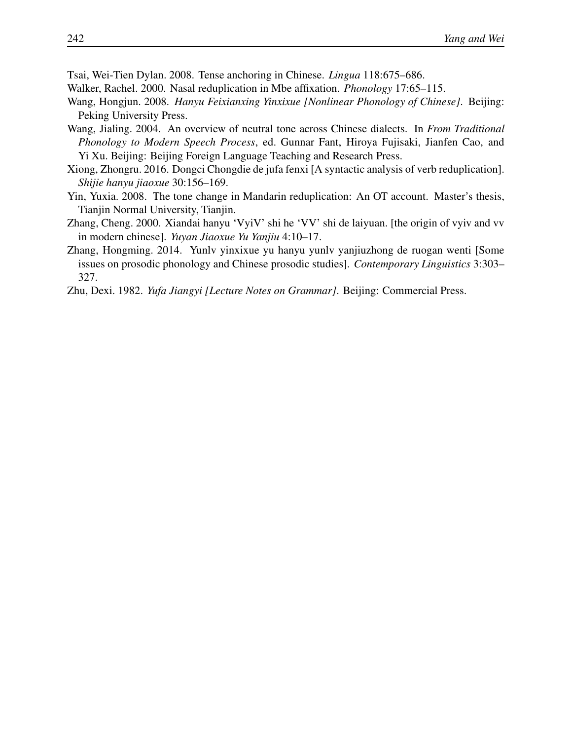Tsai, Wei-Tien Dylan. 2008. Tense anchoring in Chinese. *Lingua* 118:675–686.

Walker, Rachel. 2000. Nasal reduplication in Mbe affixation. *Phonology* 17:65–115.

Wang, Hongjun. 2008. *Hanyu Feixianxing Yinxixue [Nonlinear Phonology of Chinese]*. Beijing: Peking University Press.

Wang, Jialing. 2004. An overview of neutral tone across Chinese dialects. In *From Traditional Phonology to Modern Speech Process*, ed. Gunnar Fant, Hiroya Fujisaki, Jianfen Cao, and Yi Xu. Beijing: Beijing Foreign Language Teaching and Research Press.

Xiong, Zhongru. 2016. Dongci Chongdie de jufa fenxi [A syntactic analysis of verb reduplication]. *Shijie hanyu jiaoxue* 30:156–169.

Yin, Yuxia. 2008. The tone change in Mandarin reduplication: An OT account. Master's thesis, Tianjin Normal University, Tianjin.

Zhang, Cheng. 2000. Xiandai hanyu 'VyiV' shi he 'VV' shi de laiyuan. [the origin of vyiv and vv in modern chinese]. *Yuyan Jiaoxue Yu Yanjiu* 4:10–17.

Zhang, Hongming. 2014. Yunlv yinxixue yu hanyu yunlv yanjiuzhong de ruogan wenti [Some issues on prosodic phonology and Chinese prosodic studies]. *Contemporary Linguistics* 3:303–327.

Zhu, Dexi. 1982. *Yufa Jiangyi [Lecture Notes on Grammar]*. Beijing: Commercial Press.